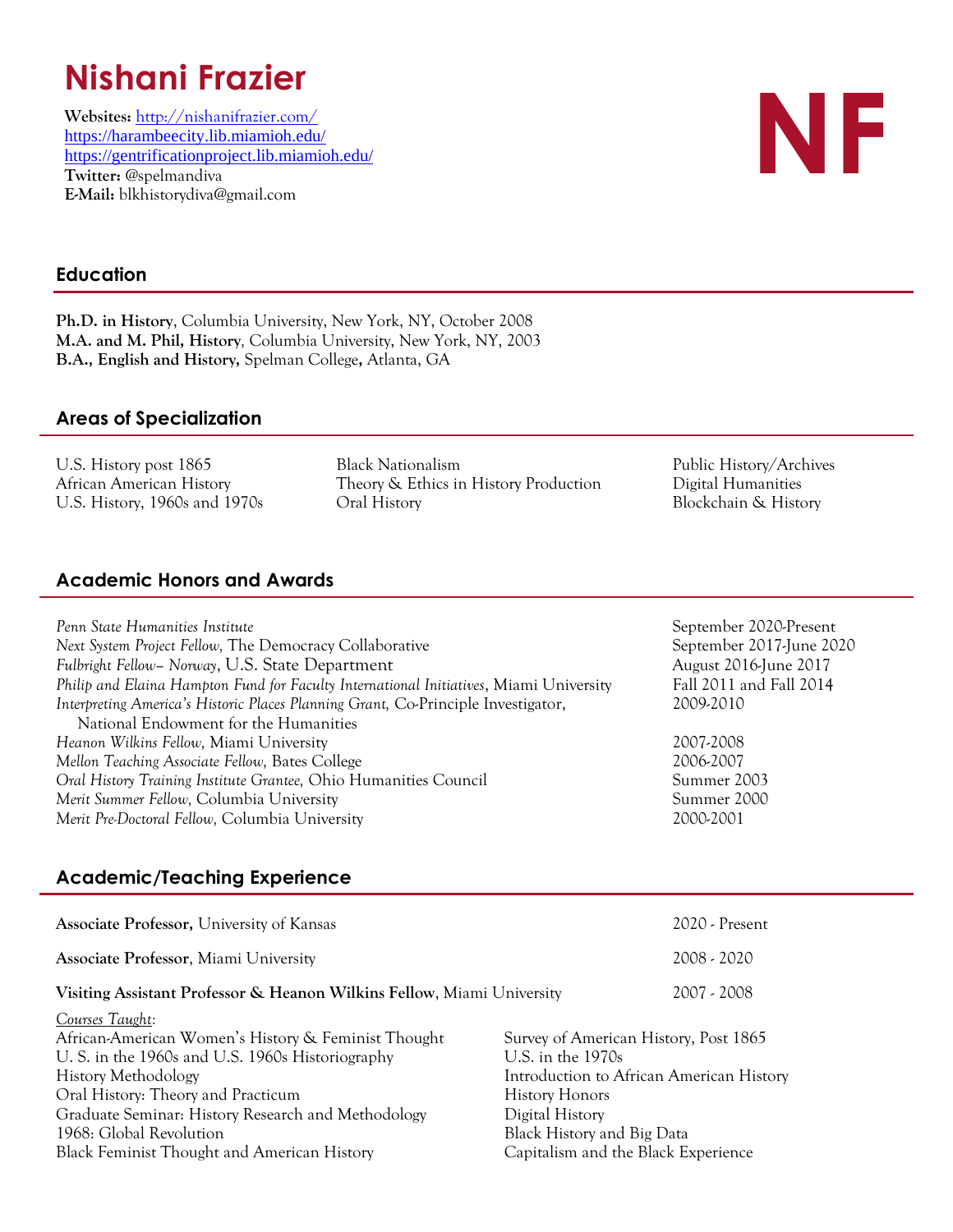# Nishani Frazier

**Websites:** http://nishanifrazier.com/
https://harambeecity.lib.miamioh.edu/
https://gentrificationproject.lib.miamioh.edu/
**Twitter:** @spelmandiva
**E-Mail:** blkhistorydiva@gmail.com

NF

## Education

**Ph.D. in History**, Columbia University, New York, NY, October 2008
**M.A. and M. Phil, History**, Columbia University, New York, NY, 2003
**B.A., English and History,** Spelman College**,** Atlanta, GA

## Areas of Specialization

U.S. History post 1865
African American History
U.S. History, 1960s and 1970s
Black Nationalism
Theory & Ethics in History Production
Oral History
Public History/Archives
Digital Humanities
Blockchain & History

## Academic Honors and Awards

| | |
|---|---|
| *Penn State Humanities Institute* | September 2020-Present |
| *Next System Project Fellow,* The Democracy Collaborative | September 2017-June 2020 |
| *Fulbright Fellow– Norway*, U.S. State Department | August 2016-June 2017 |
| *Philip and Elaina Hampton Fund for Faculty International Initiatives*, Miami University | Fall 2011 and Fall 2014 |
| *Interpreting America's Historic Places Planning Grant,* Co-Principle Investigator, National Endowment for the Humanities | 2009-2010 |
| *Heanon Wilkins Fellow,* Miami University | 2007-2008 |
| *Mellon Teaching Associate Fellow,* Bates College | 2006-2007 |
| *Oral History Training Institute Grantee,* Ohio Humanities Council | Summer 2003 |
| *Merit Summer Fellow,* Columbia University | Summer 2000 |
| *Merit Pre-Doctoral Fellow,* Columbia University | 2000-2001 |

## Academic/Teaching Experience

**Associate Professor,** University of Kansas — 2020 - Present

**Associate Professor**, Miami University — 2008 - 2020

**Visiting Assistant Professor & Heanon Wilkins Fellow**, Miami University — 2007 - 2008

*Courses Taught:*

African-American Women's History & Feminist Thought
U. S. in the 1960s and U.S. 1960s Historiography
History Methodology
Oral History: Theory and Practicum
Graduate Seminar: History Research and Methodology
1968: Global Revolution
Black Feminist Thought and American History
Survey of American History, Post 1865
U.S. in the 1970s
Introduction to African American History
History Honors
Digital History
Black History and Big Data
Capitalism and the Black Experience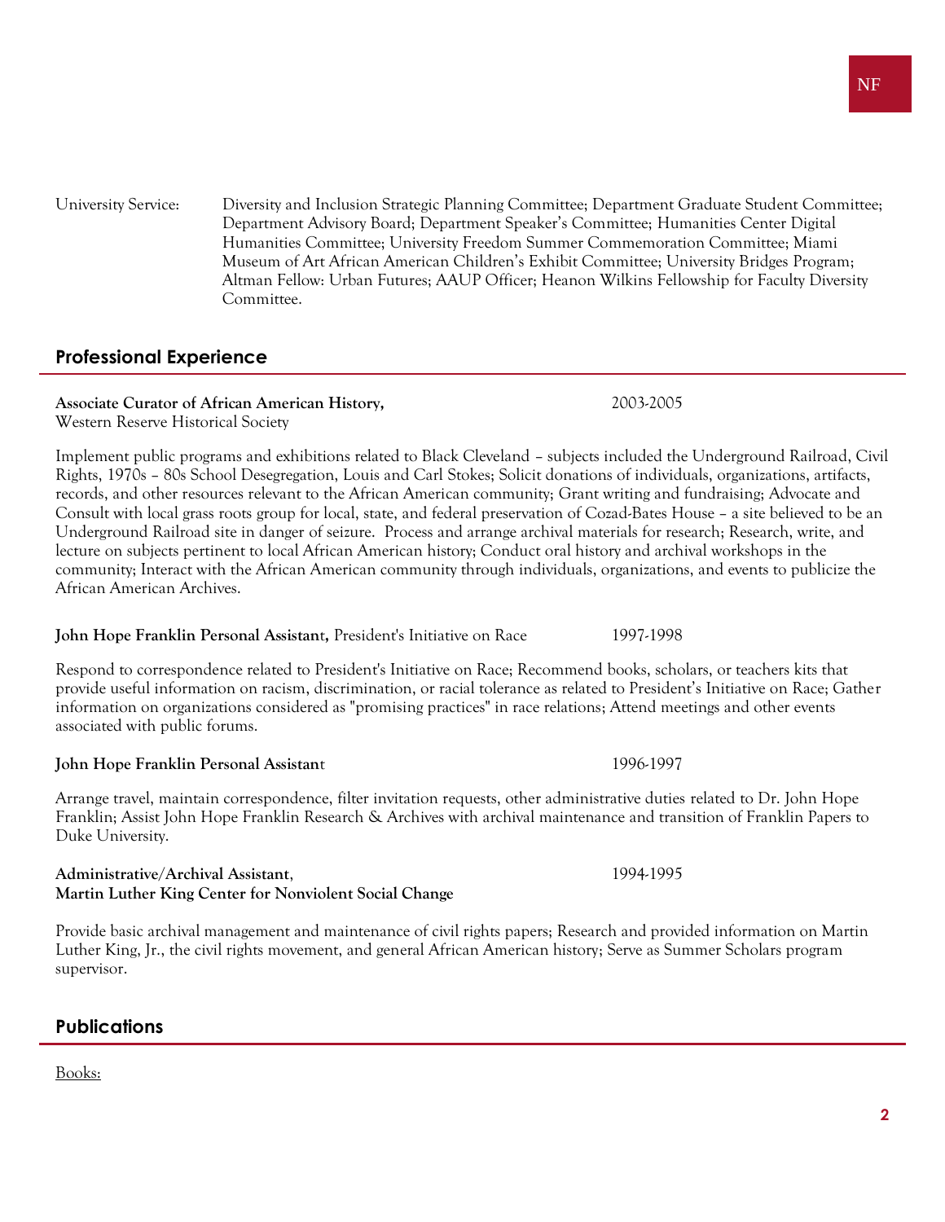University Service: Diversity and Inclusion Strategic Planning Committee; Department Graduate Student Committee; Department Advisory Board; Department Speaker's Committee; Humanities Center Digital Humanities Committee; University Freedom Summer Commemoration Committee; Miami Museum of Art African American Children's Exhibit Committee; University Bridges Program; Altman Fellow: Urban Futures; AAUP Officer; Heanon Wilkins Fellowship for Faculty Diversity Committee.

## Professional Experience

**Associate Curator of African American History,** 2003-2005
Western Reserve Historical Society

Implement public programs and exhibitions related to Black Cleveland – subjects included the Underground Railroad, Civil Rights, 1970s – 80s School Desegregation, Louis and Carl Stokes; Solicit donations of individuals, organizations, artifacts, records, and other resources relevant to the African American community; Grant writing and fundraising; Advocate and Consult with local grass roots group for local, state, and federal preservation of Cozad-Bates House – a site believed to be an Underground Railroad site in danger of seizure. Process and arrange archival materials for research; Research, write, and lecture on subjects pertinent to local African American history; Conduct oral history and archival workshops in the community; Interact with the African American community through individuals, organizations, and events to publicize the African American Archives.

**John Hope Franklin Personal Assistant,** President's Initiative on Race 1997-1998

Respond to correspondence related to President's Initiative on Race; Recommend books, scholars, or teachers kits that provide useful information on racism, discrimination, or racial tolerance as related to President's Initiative on Race; Gather information on organizations considered as "promising practices" in race relations; Attend meetings and other events associated with public forums.

**John Hope Franklin Personal Assistant** 1996-1997

Arrange travel, maintain correspondence, filter invitation requests, other administrative duties related to Dr. John Hope Franklin; Assist John Hope Franklin Research & Archives with archival maintenance and transition of Franklin Papers to Duke University.

**Administrative/Archival Assistant**, 1994-1995
**Martin Luther King Center for Nonviolent Social Change**

Provide basic archival management and maintenance of civil rights papers; Research and provided information on Martin Luther King, Jr., the civil rights movement, and general African American history; Serve as Summer Scholars program supervisor.

## Publications

Books: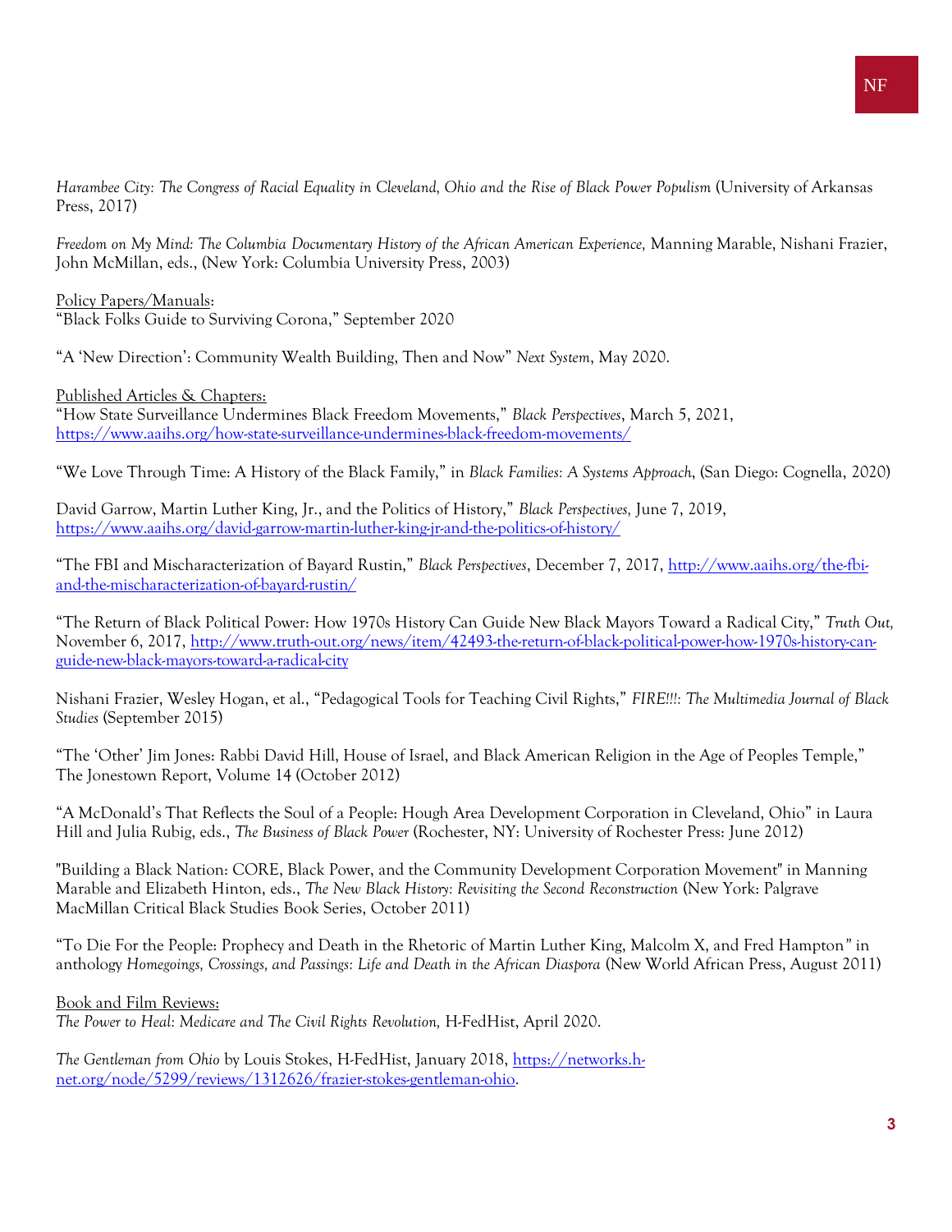*Harambee City: The Congress of Racial Equality in Cleveland, Ohio and the Rise of Black Power Populism* (University of Arkansas Press, 2017)

*Freedom on My Mind: The Columbia Documentary History of the African American Experience,* Manning Marable, Nishani Frazier, John McMillan, eds., (New York: Columbia University Press, 2003)

Policy Papers/Manuals:
"Black Folks Guide to Surviving Corona," September 2020

"A 'New Direction': Community Wealth Building, Then and Now" *Next System*, May 2020.

Published Articles & Chapters:
"How State Surveillance Undermines Black Freedom Movements," *Black Perspectives*, March 5, 2021, https://www.aaihs.org/how-state-surveillance-undermines-black-freedom-movements/

"We Love Through Time: A History of the Black Family," in *Black Families: A Systems Approach*, (San Diego: Cognella, 2020)

David Garrow, Martin Luther King, Jr., and the Politics of History," *Black Perspectives,* June 7, 2019, https://www.aaihs.org/david-garrow-martin-luther-king-jr-and-the-politics-of-history/

"The FBI and Mischaracterization of Bayard Rustin," *Black Perspectives*, December 7, 2017, http://www.aaihs.org/the-fbi-and-the-mischaracterization-of-bayard-rustin/

"The Return of Black Political Power: How 1970s History Can Guide New Black Mayors Toward a Radical City," *Truth Out,* November 6, 2017, http://www.truth-out.org/news/item/42493-the-return-of-black-political-power-how-1970s-history-can-guide-new-black-mayors-toward-a-radical-city

Nishani Frazier, Wesley Hogan, et al., "Pedagogical Tools for Teaching Civil Rights," *FIRE!!!: The Multimedia Journal of Black Studies* (September 2015)

"The 'Other' Jim Jones: Rabbi David Hill, House of Israel, and Black American Religion in the Age of Peoples Temple," The Jonestown Report, Volume 14 (October 2012)

"A McDonald's That Reflects the Soul of a People: Hough Area Development Corporation in Cleveland, Ohio" in Laura Hill and Julia Rubig, eds., *The Business of Black Power* (Rochester, NY: University of Rochester Press: June 2012)

"Building a Black Nation: CORE, Black Power, and the Community Development Corporation Movement" in Manning Marable and Elizabeth Hinton, eds., *The New Black History: Revisiting the Second Reconstruction* (New York: Palgrave MacMillan Critical Black Studies Book Series, October 2011)

"To Die For the People: Prophecy and Death in the Rhetoric of Martin Luther King, Malcolm X, and Fred Hampton" in anthology *Homegoings, Crossings, and Passings: Life and Death in the African Diaspora* (New World African Press, August 2011)

Book and Film Reviews:
*The Power to Heal: Medicare and The Civil Rights Revolution,* H-FedHist, April 2020.

*The Gentleman from Ohio* by Louis Stokes, H-FedHist, January 2018, https://networks.h-net.org/node/5299/reviews/1312626/frazier-stokes-gentleman-ohio.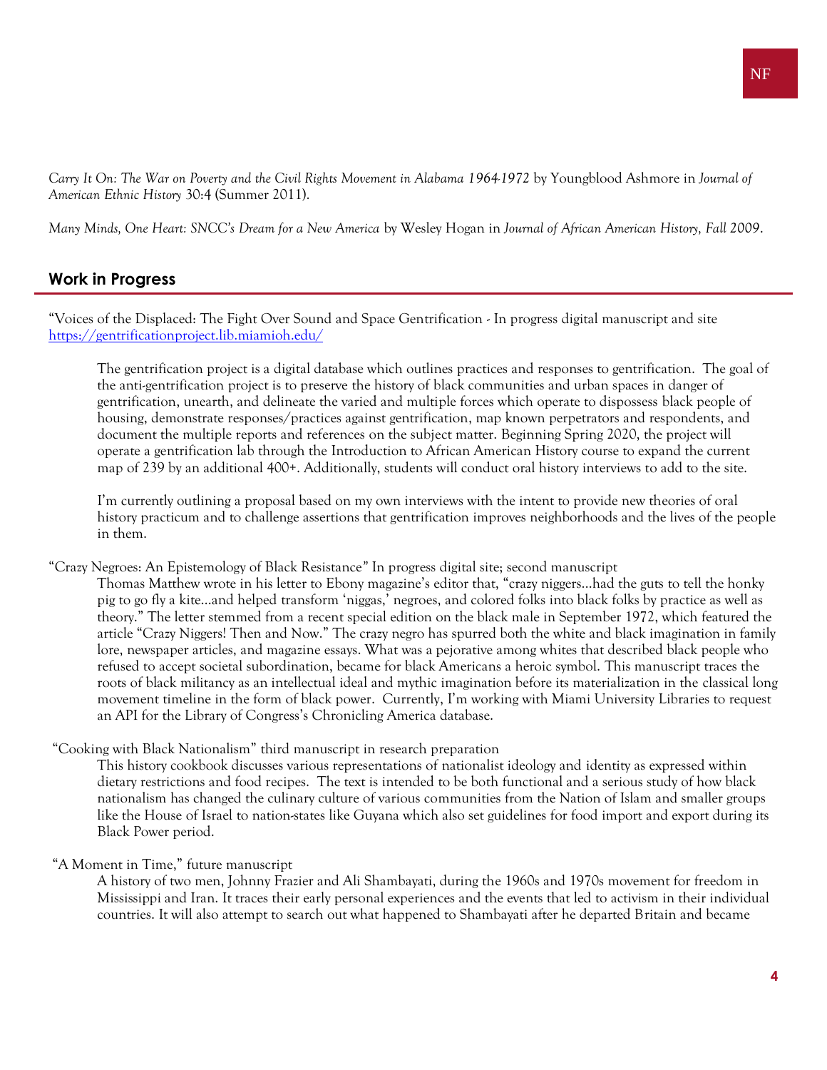*Carry It On: The War on Poverty and the Civil Rights Movement in Alabama 1964-1972* by Youngblood Ashmore in *Journal of American Ethnic History* 30:4 (Summer 2011).

*Many Minds, One Heart: SNCC's Dream for a New America* by Wesley Hogan in *Journal of African American History, Fall 2009*.

## Work in Progress

"Voices of the Displaced: The Fight Over Sound and Space Gentrification - In progress digital manuscript and site https://gentrificationproject.lib.miamioh.edu/

> The gentrification project is a digital database which outlines practices and responses to gentrification. The goal of the anti-gentrification project is to preserve the history of black communities and urban spaces in danger of gentrification, unearth, and delineate the varied and multiple forces which operate to dispossess black people of housing, demonstrate responses/practices against gentrification, map known perpetrators and respondents, and document the multiple reports and references on the subject matter. Beginning Spring 2020, the project will operate a gentrification lab through the Introduction to African American History course to expand the current map of 239 by an additional 400+. Additionally, students will conduct oral history interviews to add to the site.
>
> I'm currently outlining a proposal based on my own interviews with the intent to provide new theories of oral history practicum and to challenge assertions that gentrification improves neighborhoods and the lives of the people in them.

"Crazy Negroes: An Epistemology of Black Resistance" In progress digital site; second manuscript

> Thomas Matthew wrote in his letter to Ebony magazine's editor that, "crazy niggers…had the guts to tell the honky pig to go fly a kite…and helped transform 'niggas,' negroes, and colored folks into black folks by practice as well as theory." The letter stemmed from a recent special edition on the black male in September 1972, which featured the article "Crazy Niggers! Then and Now." The crazy negro has spurred both the white and black imagination in family lore, newspaper articles, and magazine essays. What was a pejorative among whites that described black people who refused to accept societal subordination, became for black Americans a heroic symbol. This manuscript traces the roots of black militancy as an intellectual ideal and mythic imagination before its materialization in the classical long movement timeline in the form of black power. Currently, I'm working with Miami University Libraries to request an API for the Library of Congress's Chronicling America database.

"Cooking with Black Nationalism" third manuscript in research preparation

> This history cookbook discusses various representations of nationalist ideology and identity as expressed within dietary restrictions and food recipes. The text is intended to be both functional and a serious study of how black nationalism has changed the culinary culture of various communities from the Nation of Islam and smaller groups like the House of Israel to nation-states like Guyana which also set guidelines for food import and export during its Black Power period.

"A Moment in Time," future manuscript

> A history of two men, Johnny Frazier and Ali Shambayati, during the 1960s and 1970s movement for freedom in Mississippi and Iran. It traces their early personal experiences and the events that led to activism in their individual countries. It will also attempt to search out what happened to Shambayati after he departed Britain and became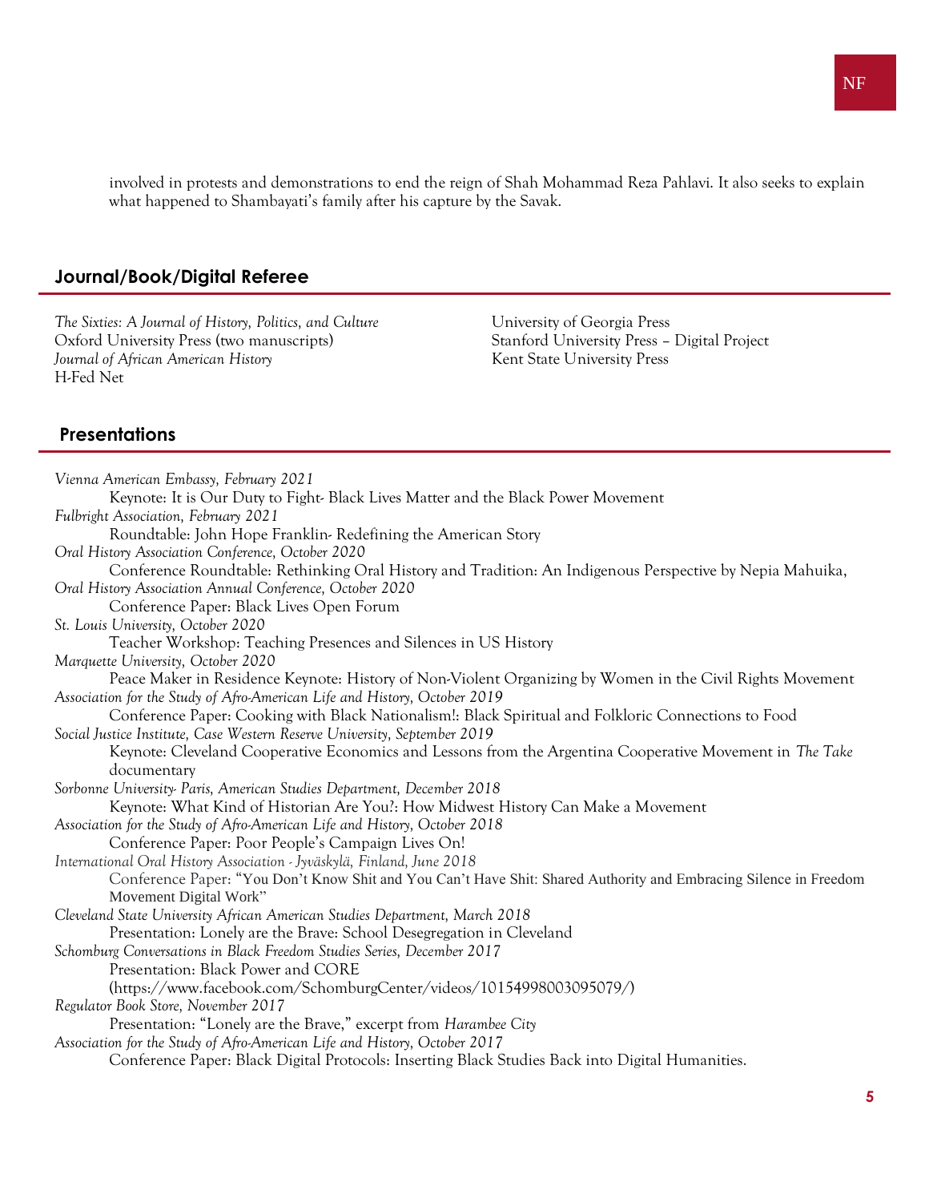involved in protests and demonstrations to end the reign of Shah Mohammad Reza Pahlavi. It also seeks to explain what happened to Shambayati's family after his capture by the Savak.

## Journal/Book/Digital Referee

*The Sixties: A Journal of History, Politics, and Culture*
Oxford University Press (two manuscripts)
*Journal of African American History*
H-Fed Net
University of Georgia Press
Stanford University Press – Digital Project
Kent State University Press

## Presentations

*Vienna American Embassy, February 2021*
Keynote: It is Our Duty to Fight- Black Lives Matter and the Black Power Movement

*Fulbright Association, February 2021*
Roundtable: John Hope Franklin- Redefining the American Story

*Oral History Association Conference, October 2020*
Conference Roundtable: Rethinking Oral History and Tradition: An Indigenous Perspective by Nepia Mahuika,

*Oral History Association Annual Conference, October 2020*
Conference Paper: Black Lives Open Forum

*St. Louis University, October 2020*
Teacher Workshop: Teaching Presences and Silences in US History

*Marquette University, October 2020*
Peace Maker in Residence Keynote: History of Non-Violent Organizing by Women in the Civil Rights Movement

*Association for the Study of Afro-American Life and History, October 2019*
Conference Paper: Cooking with Black Nationalism!: Black Spiritual and Folkloric Connections to Food

*Social Justice Institute, Case Western Reserve University, September 2019*
Keynote: Cleveland Cooperative Economics and Lessons from the Argentina Cooperative Movement in *The Take* documentary

*Sorbonne University- Paris, American Studies Department, December 2018*
Keynote: What Kind of Historian Are You?: How Midwest History Can Make a Movement

*Association for the Study of Afro-American Life and History, October 2018*
Conference Paper: Poor People's Campaign Lives On!

*International Oral History Association - Jyväskylä, Finland, June 2018*
Conference Paper: "You Don't Know Shit and You Can't Have Shit: Shared Authority and Embracing Silence in Freedom Movement Digital Work"

*Cleveland State University African American Studies Department, March 2018*
Presentation: Lonely are the Brave: School Desegregation in Cleveland

*Schomburg Conversations in Black Freedom Studies Series, December 2017*
Presentation: Black Power and CORE
(https://www.facebook.com/SchomburgCenter/videos/10154998003095079/)

*Regulator Book Store, November 2017*
Presentation: "Lonely are the Brave," excerpt from *Harambee City*

*Association for the Study of Afro-American Life and History, October 2017*
Conference Paper: Black Digital Protocols: Inserting Black Studies Back into Digital Humanities.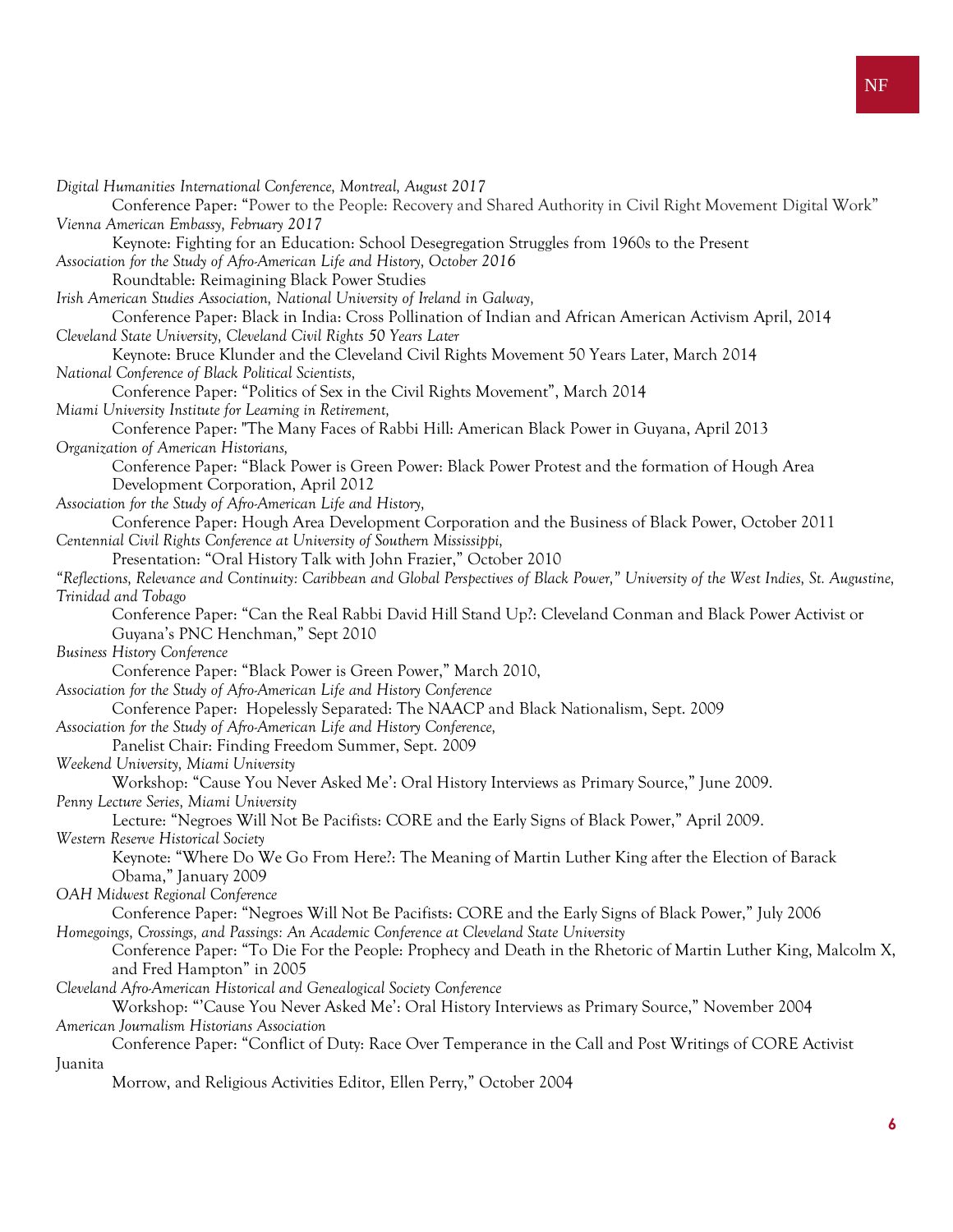*Digital Humanities International Conference, Montreal, August 2017*
Conference Paper: "Power to the People: Recovery and Shared Authority in Civil Right Movement Digital Work"

*Vienna American Embassy, February 2017*
Keynote: Fighting for an Education: School Desegregation Struggles from 1960s to the Present

*Association for the Study of Afro-American Life and History, October 2016*
Roundtable: Reimagining Black Power Studies

*Irish American Studies Association, National University of Ireland in Galway,*
Conference Paper: Black in India: Cross Pollination of Indian and African American Activism April, 2014

*Cleveland State University, Cleveland Civil Rights 50 Years Later*
Keynote: Bruce Klunder and the Cleveland Civil Rights Movement 50 Years Later, March 2014

*National Conference of Black Political Scientists,*
Conference Paper: "Politics of Sex in the Civil Rights Movement", March 2014

*Miami University Institute for Learning in Retirement,*
Conference Paper: "The Many Faces of Rabbi Hill: American Black Power in Guyana, April 2013

*Organization of American Historians,*
Conference Paper: "Black Power is Green Power: Black Power Protest and the formation of Hough Area Development Corporation, April 2012

*Association for the Study of Afro-American Life and History,*
Conference Paper: Hough Area Development Corporation and the Business of Black Power, October 2011

*Centennial Civil Rights Conference at University of Southern Mississippi,*
Presentation: "Oral History Talk with John Frazier," October 2010

*"Reflections, Relevance and Continuity: Caribbean and Global Perspectives of Black Power," University of the West Indies, St. Augustine, Trinidad and Tobago*
Conference Paper: "Can the Real Rabbi David Hill Stand Up?: Cleveland Conman and Black Power Activist or Guyana's PNC Henchman," Sept 2010

*Business History Conference*
Conference Paper: "Black Power is Green Power," March 2010,

*Association for the Study of Afro-American Life and History Conference*
Conference Paper: Hopelessly Separated: The NAACP and Black Nationalism, Sept. 2009

*Association for the Study of Afro-American Life and History Conference,*
Panelist Chair: Finding Freedom Summer, Sept. 2009

*Weekend University, Miami University*
Workshop: "Cause You Never Asked Me': Oral History Interviews as Primary Source," June 2009.

*Penny Lecture Series, Miami University*
Lecture: "Negroes Will Not Be Pacifists: CORE and the Early Signs of Black Power," April 2009.

*Western Reserve Historical Society*
Keynote: "Where Do We Go From Here?: The Meaning of Martin Luther King after the Election of Barack Obama," January 2009

*OAH Midwest Regional Conference*
Conference Paper: "Negroes Will Not Be Pacifists: CORE and the Early Signs of Black Power," July 2006

*Homegoings, Crossings, and Passings: An Academic Conference at Cleveland State University*
Conference Paper: "To Die For the People: Prophecy and Death in the Rhetoric of Martin Luther King, Malcolm X, and Fred Hampton" in 2005

*Cleveland Afro-American Historical and Genealogical Society Conference*
Workshop: "'Cause You Never Asked Me': Oral History Interviews as Primary Source," November 2004

*American Journalism Historians Association*
Conference Paper: "Conflict of Duty: Race Over Temperance in the Call and Post Writings of CORE Activist Juanita Morrow, and Religious Activities Editor, Ellen Perry," October 2004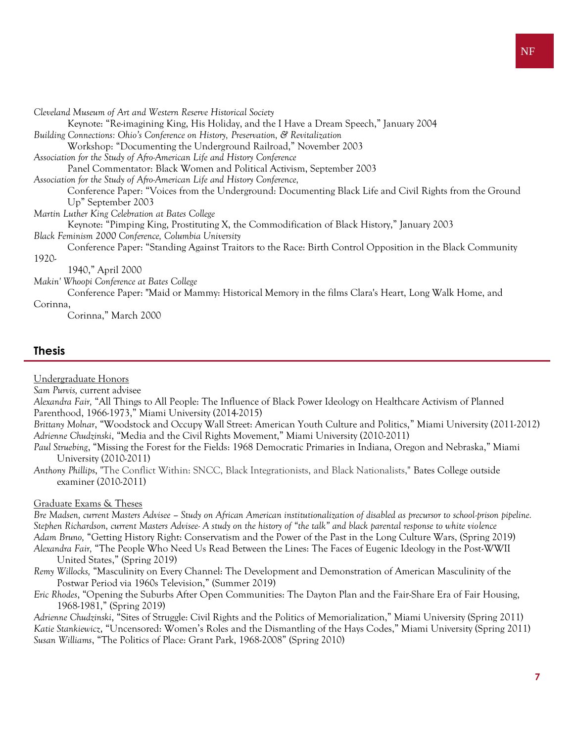*Cleveland Museum of Art and Western Reserve Historical Society*
Keynote: "Re-imagining King, His Holiday, and the I Have a Dream Speech," January 2004

*Building Connections: Ohio's Conference on History, Preservation, & Revitalization*
Workshop: "Documenting the Underground Railroad," November 2003

*Association for the Study of Afro-American Life and History Conference*
Panel Commentator: Black Women and Political Activism, September 2003

*Association for the Study of Afro-American Life and History Conference,*
Conference Paper: "Voices from the Underground: Documenting Black Life and Civil Rights from the Ground Up" September 2003

*Martin Luther King Celebration at Bates College*
Keynote: "Pimping King, Prostituting X, the Commodification of Black History," January 2003

*Black Feminism 2000 Conference, Columbia University*
Conference Paper: "Standing Against Traitors to the Race: Birth Control Opposition in the Black Community 1920-
1940," April 2000

*Makin' Whoopi Conference at Bates College*
Conference Paper: "Maid or Mammy: Historical Memory in the films Clara's Heart, Long Walk Home, and Corinna,
Corinna," March 2000

## Thesis

<u>Undergraduate Honors</u>

*Sam Purvis,* current advisee

*Alexandra Fair,* "All Things to All People: The Influence of Black Power Ideology on Healthcare Activism of Planned Parenthood, 1966-1973," Miami University (2014-2015)

*Brittany Molnar*, "Woodstock and Occupy Wall Street: American Youth Culture and Politics," Miami University (2011-2012)

*Adrienne Chudzinski*, "Media and the Civil Rights Movement," Miami University (2010-2011)

*Paul Struebing*, "Missing the Forest for the Fields: 1968 Democratic Primaries in Indiana, Oregon and Nebraska," Miami University (2010-2011)

*Anthony Phillips*, "The Conflict Within: SNCC, Black Integrationists, and Black Nationalists," Bates College outside examiner (2010-2011)

<u>Graduate Exams & Theses</u>

*Bre Madsen, current Masters Advisee – Study on African American institutionalization of disabled as precursor to school-prison pipeline.*

*Stephen Richardson, current Masters Advisee- A study on the history of "the talk" and black parental response to white violence*

*Adam Bruno*, "Getting History Right: Conservatism and the Power of the Past in the Long Culture Wars, (Spring 2019)

*Alexandra Fair,* "The People Who Need Us Read Between the Lines: The Faces of Eugenic Ideology in the Post-WWII United States," (Spring 2019)

*Remy Willocks,* "Masculinity on Every Channel: The Development and Demonstration of American Masculinity of the Postwar Period via 1960s Television," (Summer 2019)

*Eric Rhodes*, "Opening the Suburbs After Open Communities: The Dayton Plan and the Fair-Share Era of Fair Housing, 1968-1981," (Spring 2019)

*Adrienne Chudzinski*, "Sites of Struggle: Civil Rights and the Politics of Memorialization," Miami University (Spring 2011)

*Katie Stankiewicz*, "Uncensored: Women's Roles and the Dismantling of the Hays Codes," Miami University (Spring 2011)

*Susan Williams*, "The Politics of Place: Grant Park, 1968-2008" (Spring 2010)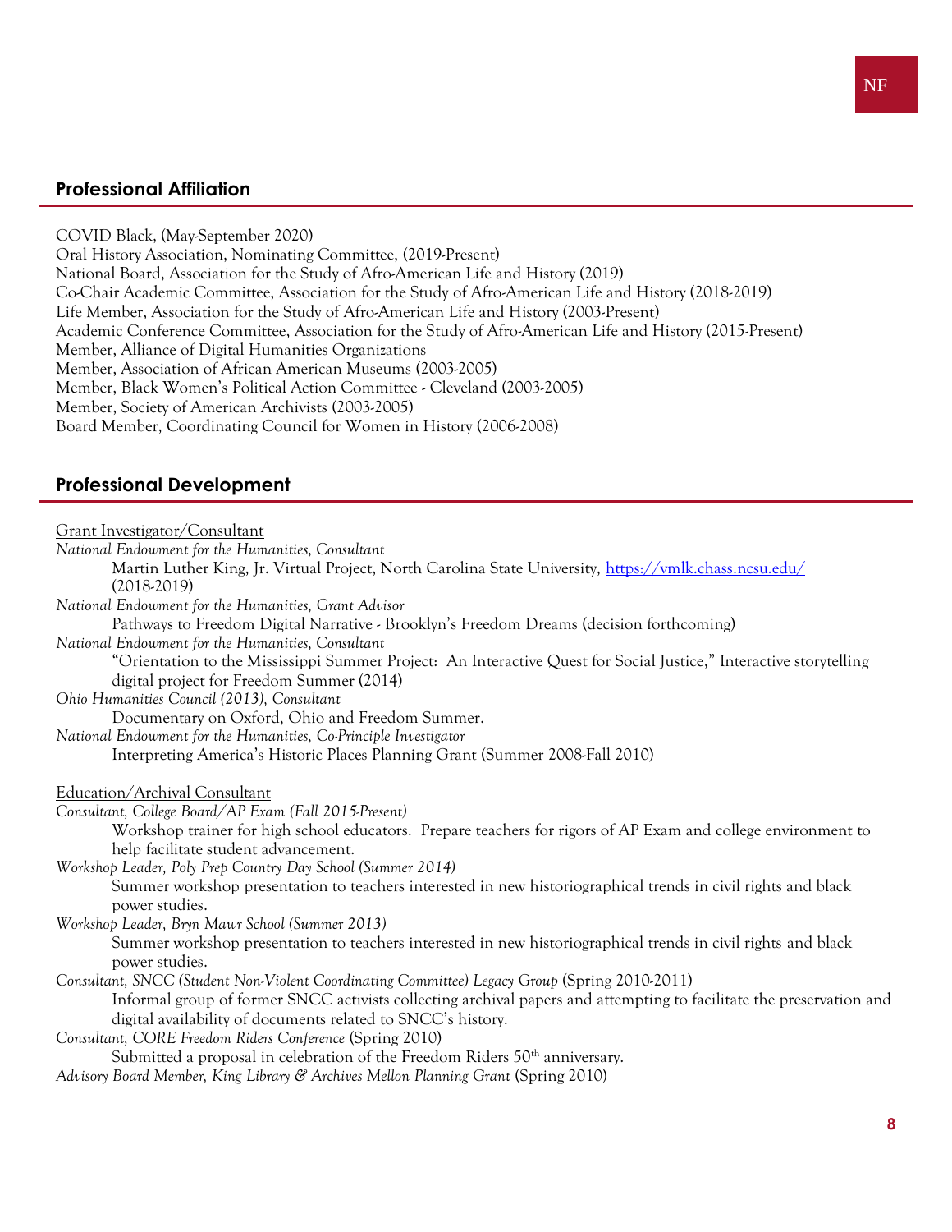## Professional Affiliation

COVID Black, (May-September 2020)
Oral History Association, Nominating Committee, (2019-Present)
National Board, Association for the Study of Afro-American Life and History (2019)
Co-Chair Academic Committee, Association for the Study of Afro-American Life and History (2018-2019)
Life Member, Association for the Study of Afro-American Life and History (2003-Present)
Academic Conference Committee, Association for the Study of Afro-American Life and History (2015-Present)
Member, Alliance of Digital Humanities Organizations
Member, Association of African American Museums (2003-2005)
Member, Black Women's Political Action Committee - Cleveland (2003-2005)
Member, Society of American Archivists (2003-2005)
Board Member, Coordinating Council for Women in History (2006-2008)

## Professional Development

Grant Investigator/Consultant

*National Endowment for the Humanities, Consultant*
Martin Luther King, Jr. Virtual Project, North Carolina State University, [https://vmlk.chass.ncsu.edu/](https://vmlk.chass.ncsu.edu/) (2018-2019)

*National Endowment for the Humanities, Grant Advisor*
Pathways to Freedom Digital Narrative - Brooklyn's Freedom Dreams (decision forthcoming)

*National Endowment for the Humanities, Consultant*
"Orientation to the Mississippi Summer Project: An Interactive Quest for Social Justice," Interactive storytelling digital project for Freedom Summer (2014)

*Ohio Humanities Council (2013), Consultant*
Documentary on Oxford, Ohio and Freedom Summer.

*National Endowment for the Humanities, Co-Principle Investigator*
Interpreting America's Historic Places Planning Grant (Summer 2008-Fall 2010)

Education/Archival Consultant

*Consultant, College Board/AP Exam (Fall 2015-Present)*
Workshop trainer for high school educators. Prepare teachers for rigors of AP Exam and college environment to help facilitate student advancement.

*Workshop Leader, Poly Prep Country Day School (Summer 2014)*
Summer workshop presentation to teachers interested in new historiographical trends in civil rights and black power studies.

*Workshop Leader, Bryn Mawr School (Summer 2013)*
Summer workshop presentation to teachers interested in new historiographical trends in civil rights and black power studies.

*Consultant, SNCC (Student Non-Violent Coordinating Committee) Legacy Group* (Spring 2010-2011)
Informal group of former SNCC activists collecting archival papers and attempting to facilitate the preservation and digital availability of documents related to SNCC's history.

*Consultant, CORE Freedom Riders Conference* (Spring 2010)
Submitted a proposal in celebration of the Freedom Riders 50th anniversary.

*Advisory Board Member, King Library & Archives Mellon Planning Grant* (Spring 2010)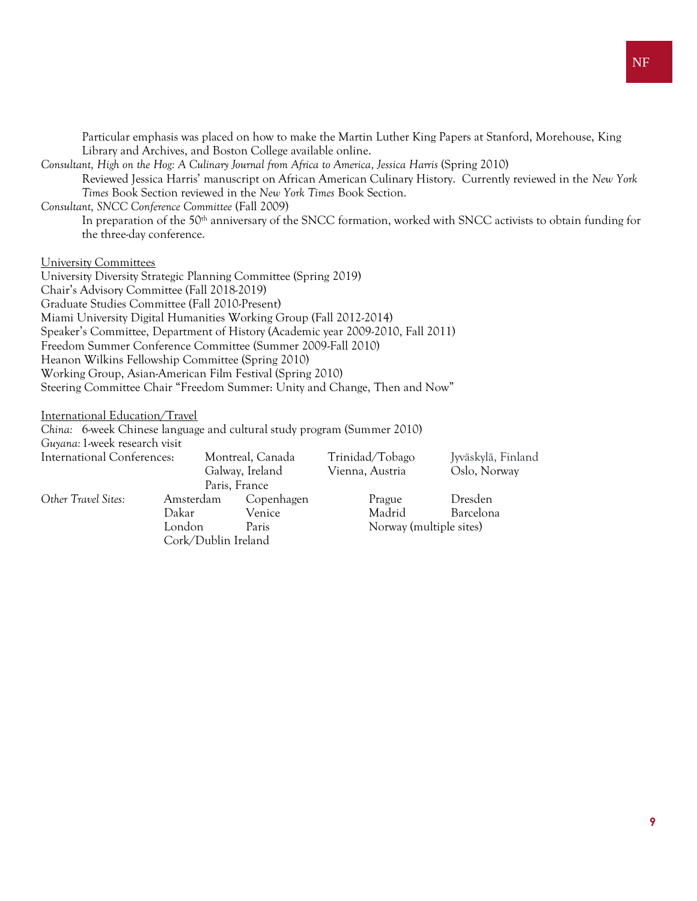Particular emphasis was placed on how to make the Martin Luther King Papers at Stanford, Morehouse, King Library and Archives, and Boston College available online.

*Consultant, High on the Hog: A Culinary Journal from Africa to America, Jessica Harris* (Spring 2010)

Reviewed Jessica Harris' manuscript on African American Culinary History. Currently reviewed in the *New York Times* Book Section reviewed in the *New York Times* Book Section.

*Consultant, SNCC Conference Committee* (Fall 2009)

In preparation of the 50th anniversary of the SNCC formation, worked with SNCC activists to obtain funding for the three-day conference.

University Committees

University Diversity Strategic Planning Committee (Spring 2019)
Chair's Advisory Committee (Fall 2018-2019)
Graduate Studies Committee (Fall 2010-Present)
Miami University Digital Humanities Working Group (Fall 2012-2014)
Speaker's Committee, Department of History (Academic year 2009-2010, Fall 2011)
Freedom Summer Conference Committee (Summer 2009-Fall 2010)
Heanon Wilkins Fellowship Committee (Spring 2010)
Working Group, Asian-American Film Festival (Spring 2010)
Steering Committee Chair "Freedom Summer: Unity and Change, Then and Now"

International Education/Travel

*China:* 6-week Chinese language and cultural study program (Summer 2010)
*Guyana:* 1-week research visit

| | | | |
|---|---|---|---|
| International Conferences: | Montreal, Canada | Trinidad/Tobago | Jyväskylä, Finland |
| | Galway, Ireland | Vienna, Austria | Oslo, Norway |
| | Paris, France | | |

| | | | | |
|---|---|---|---|---|
| *Other Travel Sites:* | Amsterdam | Copenhagen | Prague | Dresden |
| | Dakar | Venice | Madrid | Barcelona |
| | London | Paris | Norway (multiple sites) | |
| | Cork/Dublin Ireland | | | |